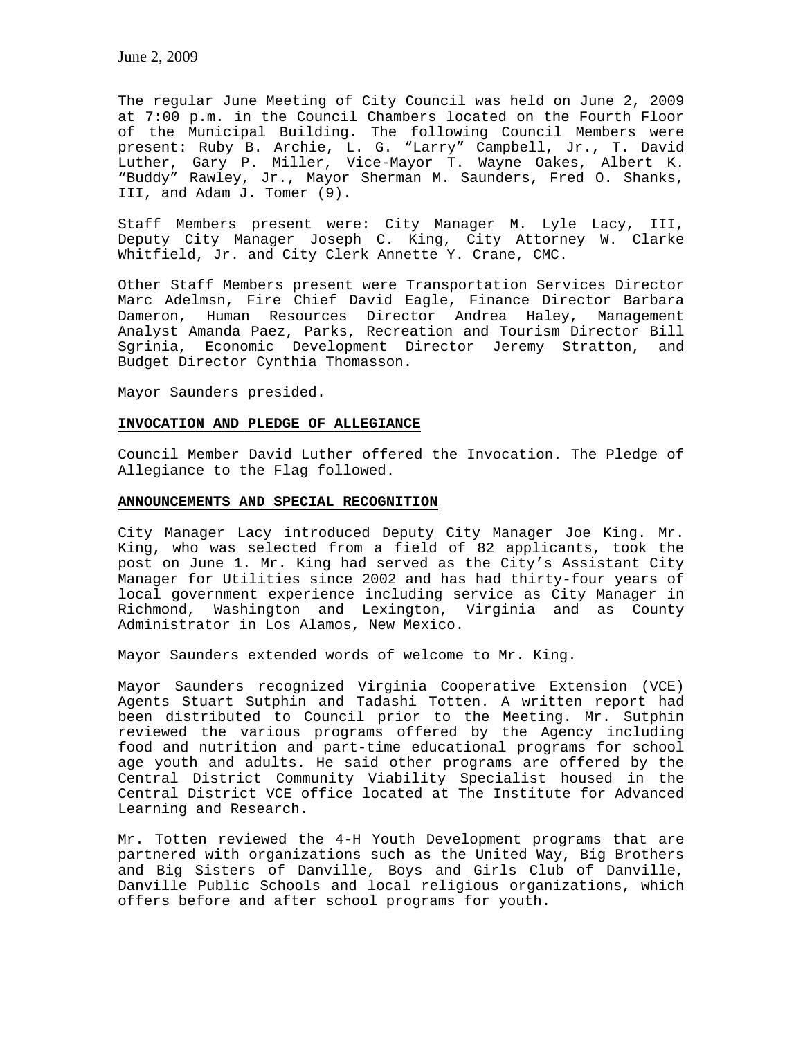June 2, 2009

The regular June Meeting of City Council was held on June 2, 2009 at 7:00 p.m. in the Council Chambers located on the Fourth Floor of the Municipal Building. The following Council Members were present: Ruby B. Archie, L. G. "Larry" Campbell, Jr., T. David Luther, Gary P. Miller, Vice-Mayor T. Wayne Oakes, Albert K. "Buddy" Rawley, Jr., Mayor Sherman M. Saunders, Fred O. Shanks, III, and Adam J. Tomer (9).

Staff Members present were: City Manager M. Lyle Lacy, III, Deputy City Manager Joseph C. King, City Attorney W. Clarke Whitfield, Jr. and City Clerk Annette Y. Crane, CMC.

Other Staff Members present were Transportation Services Director Marc Adelmsn, Fire Chief David Eagle, Finance Director Barbara Dameron, Human Resources Director Andrea Haley, Management Analyst Amanda Paez, Parks, Recreation and Tourism Director Bill Sgrinia, Economic Development Director Jeremy Stratton, and Budget Director Cynthia Thomasson.

Mayor Saunders presided.

## INVOCATION AND PLEDGE OF ALLEGIANCE

Council Member David Luther offered the Invocation. The Pledge of Allegiance to the Flag followed.

## ANNOUNCEMENTS AND SPECIAL RECOGNITION

City Manager Lacy introduced Deputy City Manager Joe King. Mr. King, who was selected from a field of 82 applicants, took the post on June 1. Mr. King had served as the City's Assistant City Manager for Utilities since 2002 and has had thirty-four years of local government experience including service as City Manager in Richmond, Washington and Lexington, Virginia and as County Administrator in Los Alamos, New Mexico.

Mayor Saunders extended words of welcome to Mr. King.

Mayor Saunders recognized Virginia Cooperative Extension (VCE) Agents Stuart Sutphin and Tadashi Totten. A written report had been distributed to Council prior to the Meeting. Mr. Sutphin reviewed the various programs offered by the Agency including food and nutrition and part-time educational programs for school age youth and adults. He said other programs are offered by the Central District Community Viability Specialist housed in the Central District VCE office located at The Institute for Advanced Learning and Research.

Mr. Totten reviewed the 4-H Youth Development programs that are partnered with organizations such as the United Way, Big Brothers and Big Sisters of Danville, Boys and Girls Club of Danville, Danville Public Schools and local religious organizations, which offers before and after school programs for youth.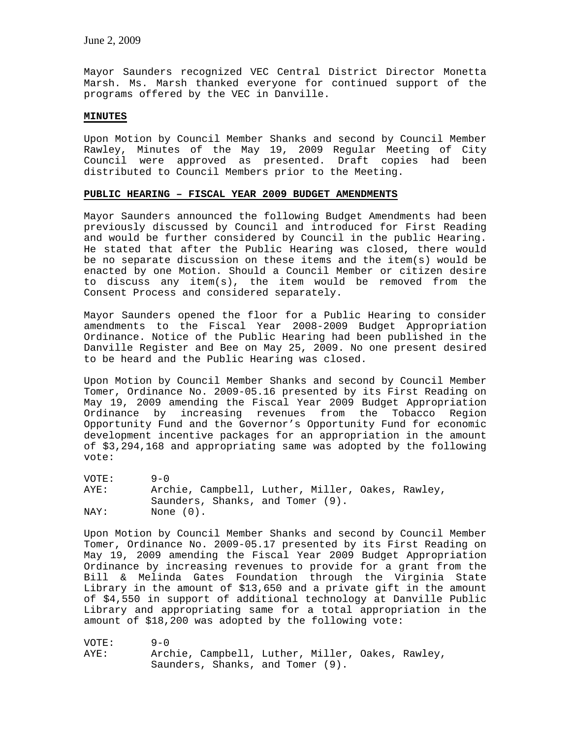June 2, 2009

Mayor Saunders recognized VEC Central District Director Monetta Marsh. Ms. Marsh thanked everyone for continued support of the programs offered by the VEC in Danville.

**MINUTES**

Upon Motion by Council Member Shanks and second by Council Member Rawley, Minutes of the May 19, 2009 Regular Meeting of City Council were approved as presented. Draft copies had been distributed to Council Members prior to the Meeting.

**PUBLIC HEARING – FISCAL YEAR 2009 BUDGET AMENDMENTS**

Mayor Saunders announced the following Budget Amendments had been previously discussed by Council and introduced for First Reading and would be further considered by Council in the public Hearing. He stated that after the Public Hearing was closed, there would be no separate discussion on these items and the item(s) would be enacted by one Motion. Should a Council Member or citizen desire to discuss any item(s), the item would be removed from the Consent Process and considered separately.

Mayor Saunders opened the floor for a Public Hearing to consider amendments to the Fiscal Year 2008-2009 Budget Appropriation Ordinance. Notice of the Public Hearing had been published in the Danville Register and Bee on May 25, 2009. No one present desired to be heard and the Public Hearing was closed.

Upon Motion by Council Member Shanks and second by Council Member Tomer, Ordinance No. 2009-05.16 presented by its First Reading on May 19, 2009 amending the Fiscal Year 2009 Budget Appropriation Ordinance by increasing revenues from the Tobacco Region Opportunity Fund and the Governor's Opportunity Fund for economic development incentive packages for an appropriation in the amount of $3,294,168 and appropriating same was adopted by the following vote:

VOTE: 9-0
AYE: Archie, Campbell, Luther, Miller, Oakes, Rawley, Saunders, Shanks, and Tomer (9).
NAY: None (0).

Upon Motion by Council Member Shanks and second by Council Member Tomer, Ordinance No. 2009-05.17 presented by its First Reading on May 19, 2009 amending the Fiscal Year 2009 Budget Appropriation Ordinance by increasing revenues to provide for a grant from the Bill & Melinda Gates Foundation through the Virginia State Library in the amount of $13,650 and a private gift in the amount of $4,550 in support of additional technology at Danville Public Library and appropriating same for a total appropriation in the amount of $18,200 was adopted by the following vote:

VOTE: 9-0
AYE: Archie, Campbell, Luther, Miller, Oakes, Rawley, Saunders, Shanks, and Tomer (9).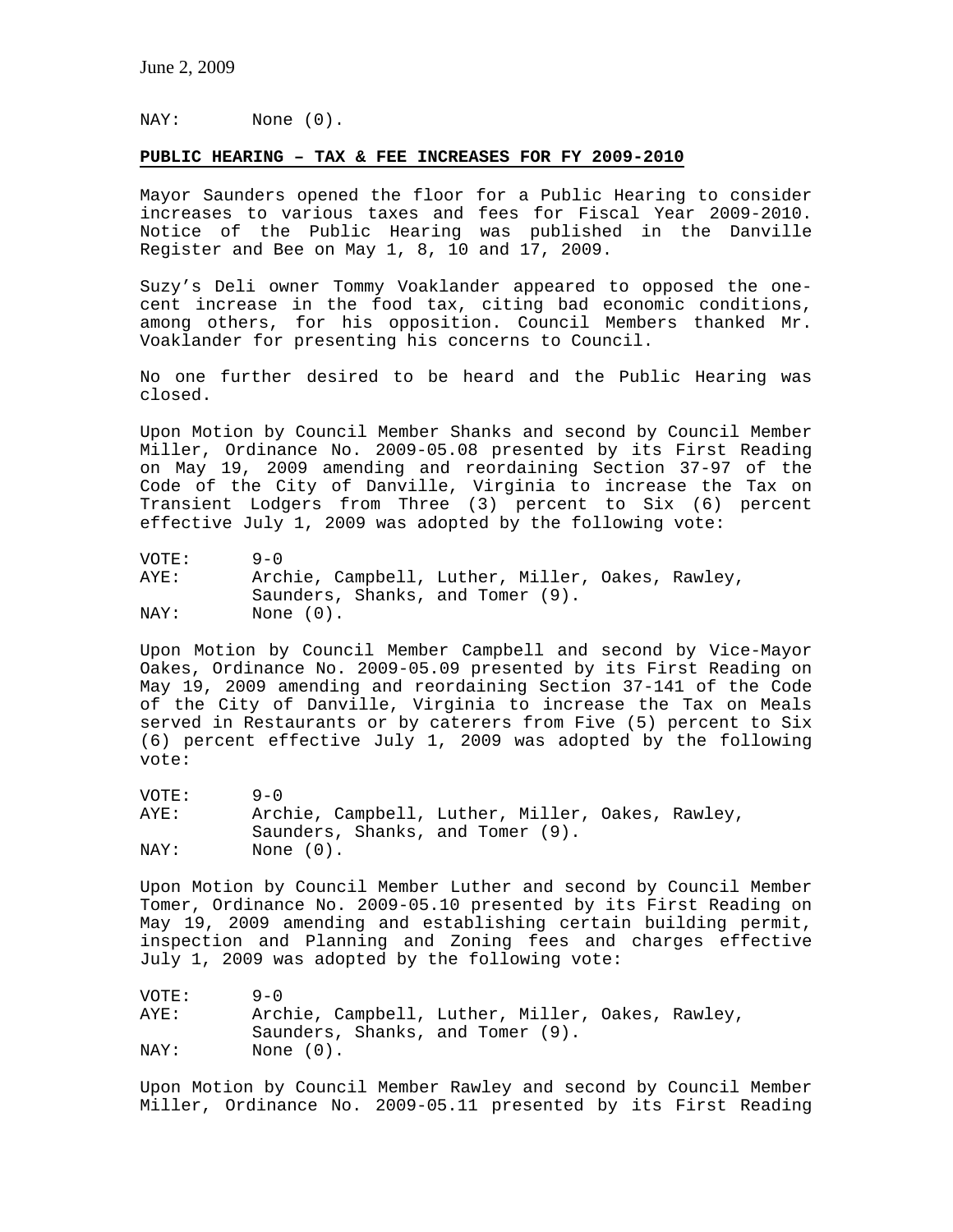NAY: None (0).

**PUBLIC HEARING – TAX & FEE INCREASES FOR FY 2009-2010**

Mayor Saunders opened the floor for a Public Hearing to consider increases to various taxes and fees for Fiscal Year 2009-2010. Notice of the Public Hearing was published in the Danville Register and Bee on May 1, 8, 10 and 17, 2009.

Suzy's Deli owner Tommy Voaklander appeared to opposed the one-cent increase in the food tax, citing bad economic conditions, among others, for his opposition. Council Members thanked Mr. Voaklander for presenting his concerns to Council.

No one further desired to be heard and the Public Hearing was closed.

Upon Motion by Council Member Shanks and second by Council Member Miller, Ordinance No. 2009-05.08 presented by its First Reading on May 19, 2009 amending and reordaining Section 37-97 of the Code of the City of Danville, Virginia to increase the Tax on Transient Lodgers from Three (3) percent to Six (6) percent effective July 1, 2009 was adopted by the following vote:

VOTE: 9-0
AYE: Archie, Campbell, Luther, Miller, Oakes, Rawley, Saunders, Shanks, and Tomer (9).
NAY: None (0).

Upon Motion by Council Member Campbell and second by Vice-Mayor Oakes, Ordinance No. 2009-05.09 presented by its First Reading on May 19, 2009 amending and reordaining Section 37-141 of the Code of the City of Danville, Virginia to increase the Tax on Meals served in Restaurants or by caterers from Five (5) percent to Six (6) percent effective July 1, 2009 was adopted by the following vote:

VOTE: 9-0
AYE: Archie, Campbell, Luther, Miller, Oakes, Rawley, Saunders, Shanks, and Tomer (9).
NAY: None (0).

Upon Motion by Council Member Luther and second by Council Member Tomer, Ordinance No. 2009-05.10 presented by its First Reading on May 19, 2009 amending and establishing certain building permit, inspection and Planning and Zoning fees and charges effective July 1, 2009 was adopted by the following vote:

VOTE: 9-0
AYE: Archie, Campbell, Luther, Miller, Oakes, Rawley, Saunders, Shanks, and Tomer (9).
NAY: None (0).

Upon Motion by Council Member Rawley and second by Council Member Miller, Ordinance No. 2009-05.11 presented by its First Reading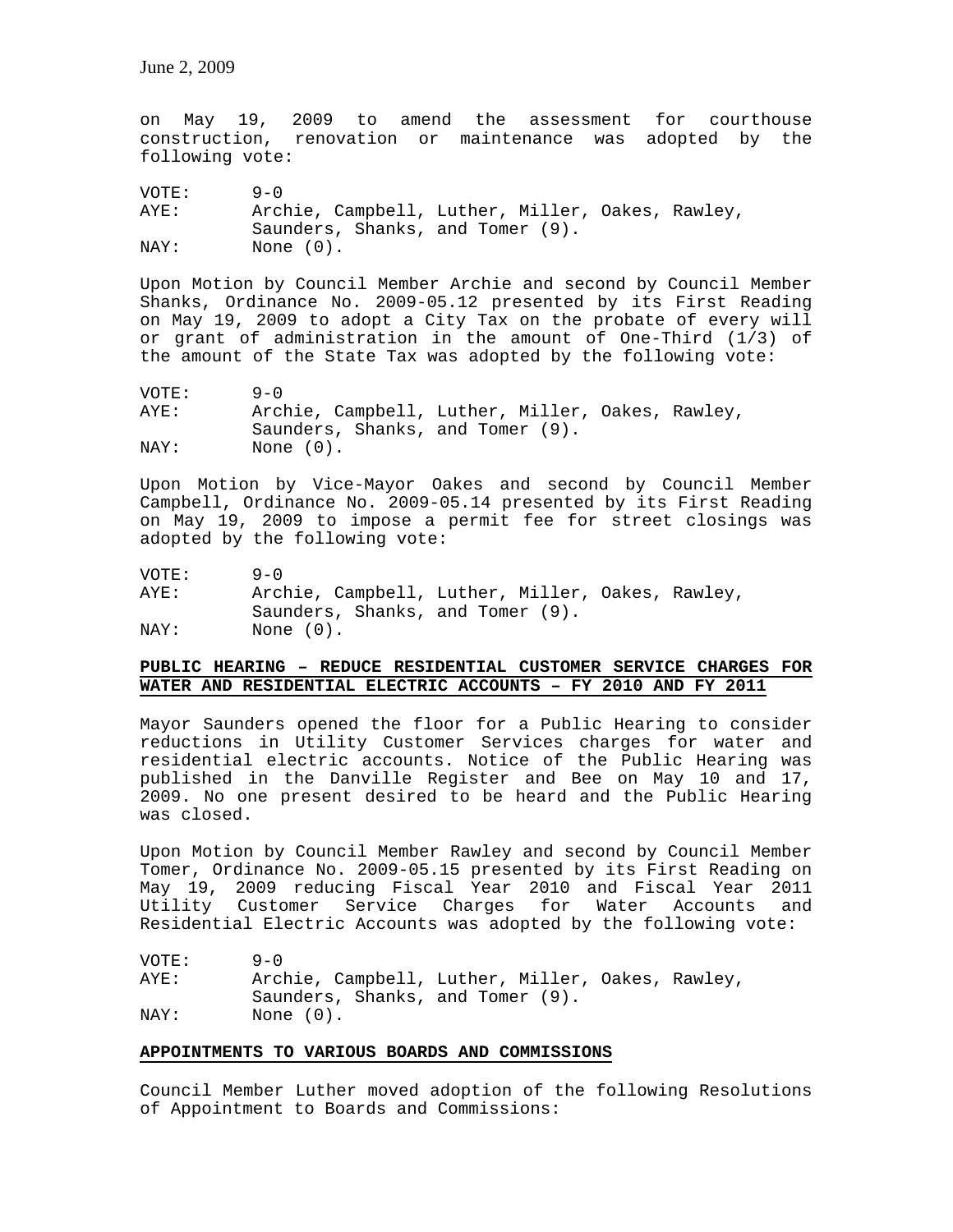on May 19, 2009 to amend the assessment for courthouse construction, renovation or maintenance was adopted by the following vote:

VOTE: 9-0
AYE: Archie, Campbell, Luther, Miller, Oakes, Rawley, Saunders, Shanks, and Tomer (9).
NAY: None (0).

Upon Motion by Council Member Archie and second by Council Member Shanks, Ordinance No. 2009-05.12 presented by its First Reading on May 19, 2009 to adopt a City Tax on the probate of every will or grant of administration in the amount of One-Third (1/3) of the amount of the State Tax was adopted by the following vote:

VOTE: 9-0
AYE: Archie, Campbell, Luther, Miller, Oakes, Rawley, Saunders, Shanks, and Tomer (9).
NAY: None (0).

Upon Motion by Vice-Mayor Oakes and second by Council Member Campbell, Ordinance No. 2009-05.14 presented by its First Reading on May 19, 2009 to impose a permit fee for street closings was adopted by the following vote:

VOTE: 9-0
AYE: Archie, Campbell, Luther, Miller, Oakes, Rawley, Saunders, Shanks, and Tomer (9).
NAY: None (0).

**PUBLIC HEARING – REDUCE RESIDENTIAL CUSTOMER SERVICE CHARGES FOR WATER AND RESIDENTIAL ELECTRIC ACCOUNTS – FY 2010 AND FY 2011**

Mayor Saunders opened the floor for a Public Hearing to consider reductions in Utility Customer Services charges for water and residential electric accounts. Notice of the Public Hearing was published in the Danville Register and Bee on May 10 and 17, 2009. No one present desired to be heard and the Public Hearing was closed.

Upon Motion by Council Member Rawley and second by Council Member Tomer, Ordinance No. 2009-05.15 presented by its First Reading on May 19, 2009 reducing Fiscal Year 2010 and Fiscal Year 2011 Utility Customer Service Charges for Water Accounts and Residential Electric Accounts was adopted by the following vote:

VOTE: 9-0
AYE: Archie, Campbell, Luther, Miller, Oakes, Rawley, Saunders, Shanks, and Tomer (9).
NAY: None (0).

**APPOINTMENTS TO VARIOUS BOARDS AND COMMISSIONS**

Council Member Luther moved adoption of the following Resolutions of Appointment to Boards and Commissions: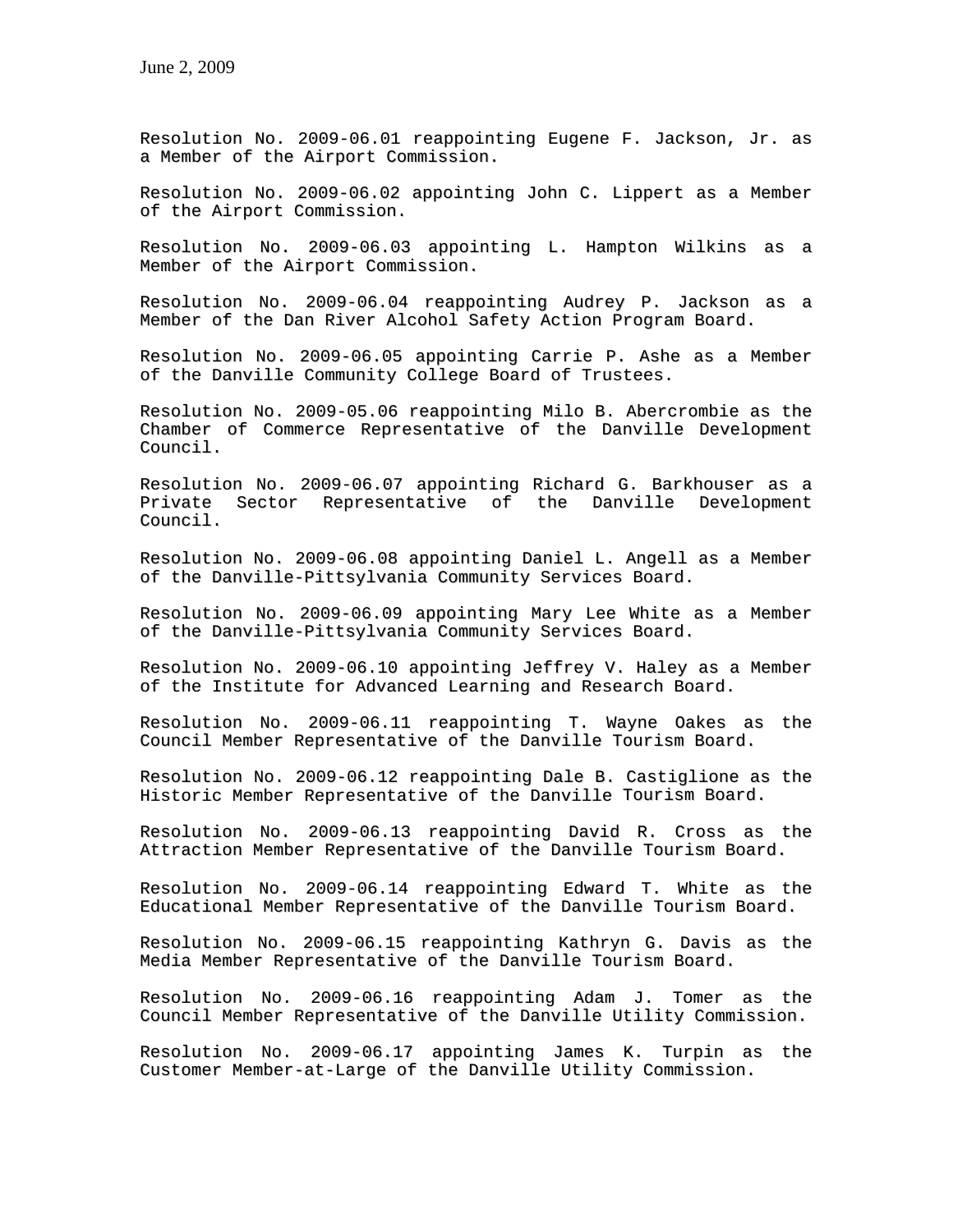June 2, 2009

Resolution No. 2009-06.01 reappointing Eugene F. Jackson, Jr. as a Member of the Airport Commission.

Resolution No. 2009-06.02 appointing John C. Lippert as a Member of the Airport Commission.

Resolution No. 2009-06.03 appointing L. Hampton Wilkins as a Member of the Airport Commission.

Resolution No. 2009-06.04 reappointing Audrey P. Jackson as a Member of the Dan River Alcohol Safety Action Program Board.

Resolution No. 2009-06.05 appointing Carrie P. Ashe as a Member of the Danville Community College Board of Trustees.

Resolution No. 2009-05.06 reappointing Milo B. Abercrombie as the Chamber of Commerce Representative of the Danville Development Council.

Resolution No. 2009-06.07 appointing Richard G. Barkhouser as a Private Sector Representative of the Danville Development Council.

Resolution No. 2009-06.08 appointing Daniel L. Angell as a Member of the Danville-Pittsylvania Community Services Board.

Resolution No. 2009-06.09 appointing Mary Lee White as a Member of the Danville-Pittsylvania Community Services Board.

Resolution No. 2009-06.10 appointing Jeffrey V. Haley as a Member of the Institute for Advanced Learning and Research Board.

Resolution No. 2009-06.11 reappointing T. Wayne Oakes as the Council Member Representative of the Danville Tourism Board.

Resolution No. 2009-06.12 reappointing Dale B. Castiglione as the Historic Member Representative of the Danville Tourism Board.

Resolution No. 2009-06.13 reappointing David R. Cross as the Attraction Member Representative of the Danville Tourism Board.

Resolution No. 2009-06.14 reappointing Edward T. White as the Educational Member Representative of the Danville Tourism Board.

Resolution No. 2009-06.15 reappointing Kathryn G. Davis as the Media Member Representative of the Danville Tourism Board.

Resolution No. 2009-06.16 reappointing Adam J. Tomer as the Council Member Representative of the Danville Utility Commission.

Resolution No. 2009-06.17 appointing James K. Turpin as the Customer Member-at-Large of the Danville Utility Commission.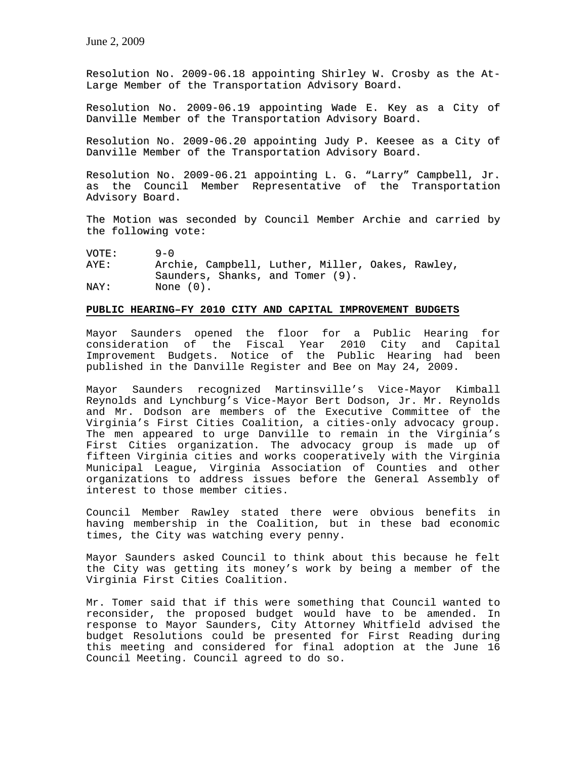June 2, 2009

Resolution No. 2009-06.18 appointing Shirley W. Crosby as the At-Large Member of the Transportation Advisory Board.

Resolution No. 2009-06.19 appointing Wade E. Key as a City of Danville Member of the Transportation Advisory Board.

Resolution No. 2009-06.20 appointing Judy P. Keesee as a City of Danville Member of the Transportation Advisory Board.

Resolution No. 2009-06.21 appointing L. G. "Larry" Campbell, Jr. as the Council Member Representative of the Transportation Advisory Board.

The Motion was seconded by Council Member Archie and carried by the following vote:

| | |
|---|---|
| VOTE: | 9-0 |
| AYE: | Archie, Campbell, Luther, Miller, Oakes, Rawley, Saunders, Shanks, and Tomer (9). |
| NAY: | None (0). |

**PUBLIC HEARING–FY 2010 CITY AND CAPITAL IMPROVEMENT BUDGETS**

Mayor Saunders opened the floor for a Public Hearing for consideration of the Fiscal Year 2010 City and Capital Improvement Budgets. Notice of the Public Hearing had been published in the Danville Register and Bee on May 24, 2009.

Mayor Saunders recognized Martinsville's Vice-Mayor Kimball Reynolds and Lynchburg's Vice-Mayor Bert Dodson, Jr. Mr. Reynolds and Mr. Dodson are members of the Executive Committee of the Virginia's First Cities Coalition, a cities-only advocacy group. The men appeared to urge Danville to remain in the Virginia's First Cities organization. The advocacy group is made up of fifteen Virginia cities and works cooperatively with the Virginia Municipal League, Virginia Association of Counties and other organizations to address issues before the General Assembly of interest to those member cities.

Council Member Rawley stated there were obvious benefits in having membership in the Coalition, but in these bad economic times, the City was watching every penny.

Mayor Saunders asked Council to think about this because he felt the City was getting its money's work by being a member of the Virginia First Cities Coalition.

Mr. Tomer said that if this were something that Council wanted to reconsider, the proposed budget would have to be amended. In response to Mayor Saunders, City Attorney Whitfield advised the budget Resolutions could be presented for First Reading during this meeting and considered for final adoption at the June 16 Council Meeting. Council agreed to do so.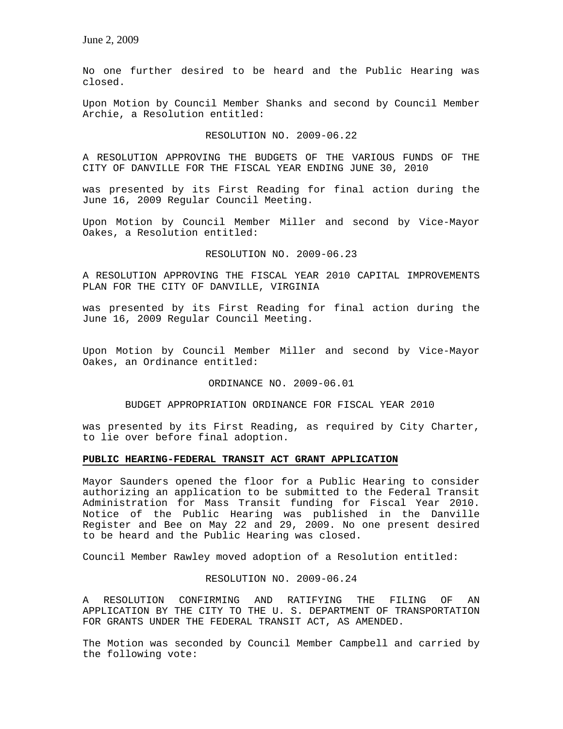No one further desired to be heard and the Public Hearing was closed.

Upon Motion by Council Member Shanks and second by Council Member Archie, a Resolution entitled:

RESOLUTION NO. 2009-06.22

A RESOLUTION APPROVING THE BUDGETS OF THE VARIOUS FUNDS OF THE CITY OF DANVILLE FOR THE FISCAL YEAR ENDING JUNE 30, 2010

was presented by its First Reading for final action during the June 16, 2009 Regular Council Meeting.

Upon Motion by Council Member Miller and second by Vice-Mayor Oakes, a Resolution entitled:

RESOLUTION NO. 2009-06.23

A RESOLUTION APPROVING THE FISCAL YEAR 2010 CAPITAL IMPROVEMENTS PLAN FOR THE CITY OF DANVILLE, VIRGINIA

was presented by its First Reading for final action during the June 16, 2009 Regular Council Meeting.

Upon Motion by Council Member Miller and second by Vice-Mayor Oakes, an Ordinance entitled:

ORDINANCE NO. 2009-06.01

BUDGET APPROPRIATION ORDINANCE FOR FISCAL YEAR 2010

was presented by its First Reading, as required by City Charter, to lie over before final adoption.

**PUBLIC HEARING-FEDERAL TRANSIT ACT GRANT APPLICATION**

Mayor Saunders opened the floor for a Public Hearing to consider authorizing an application to be submitted to the Federal Transit Administration for Mass Transit funding for Fiscal Year 2010. Notice of the Public Hearing was published in the Danville Register and Bee on May 22 and 29, 2009. No one present desired to be heard and the Public Hearing was closed.

Council Member Rawley moved adoption of a Resolution entitled:

RESOLUTION NO. 2009-06.24

A RESOLUTION CONFIRMING AND RATIFYING THE FILING OF AN APPLICATION BY THE CITY TO THE U. S. DEPARTMENT OF TRANSPORTATION FOR GRANTS UNDER THE FEDERAL TRANSIT ACT, AS AMENDED.

The Motion was seconded by Council Member Campbell and carried by the following vote: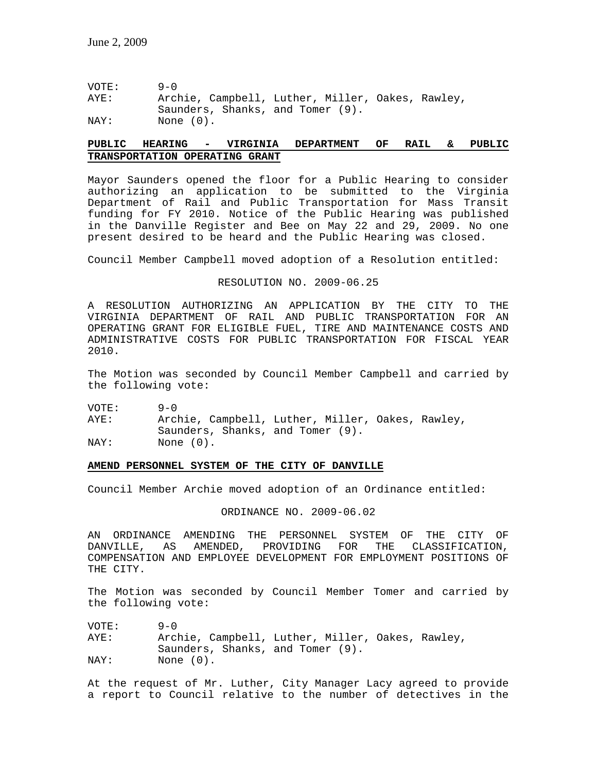VOTE: 9-0
AYE: Archie, Campbell, Luther, Miller, Oakes, Rawley, Saunders, Shanks, and Tomer (9).
NAY: None (0).

**PUBLIC HEARING - VIRGINIA DEPARTMENT OF RAIL & PUBLIC TRANSPORTATION OPERATING GRANT**

Mayor Saunders opened the floor for a Public Hearing to consider authorizing an application to be submitted to the Virginia Department of Rail and Public Transportation for Mass Transit funding for FY 2010. Notice of the Public Hearing was published in the Danville Register and Bee on May 22 and 29, 2009. No one present desired to be heard and the Public Hearing was closed.

Council Member Campbell moved adoption of a Resolution entitled:

RESOLUTION NO. 2009-06.25

A RESOLUTION AUTHORIZING AN APPLICATION BY THE CITY TO THE VIRGINIA DEPARTMENT OF RAIL AND PUBLIC TRANSPORTATION FOR AN OPERATING GRANT FOR ELIGIBLE FUEL, TIRE AND MAINTENANCE COSTS AND ADMINISTRATIVE COSTS FOR PUBLIC TRANSPORTATION FOR FISCAL YEAR 2010.

The Motion was seconded by Council Member Campbell and carried by the following vote:

VOTE: 9-0
AYE: Archie, Campbell, Luther, Miller, Oakes, Rawley, Saunders, Shanks, and Tomer (9).
NAY: None (0).

**AMEND PERSONNEL SYSTEM OF THE CITY OF DANVILLE**

Council Member Archie moved adoption of an Ordinance entitled:

ORDINANCE NO. 2009-06.02

AN ORDINANCE AMENDING THE PERSONNEL SYSTEM OF THE CITY OF DANVILLE, AS AMENDED, PROVIDING FOR THE CLASSIFICATION, COMPENSATION AND EMPLOYEE DEVELOPMENT FOR EMPLOYMENT POSITIONS OF THE CITY.

The Motion was seconded by Council Member Tomer and carried by the following vote:

VOTE: 9-0
AYE: Archie, Campbell, Luther, Miller, Oakes, Rawley, Saunders, Shanks, and Tomer (9).
NAY: None (0).

At the request of Mr. Luther, City Manager Lacy agreed to provide a report to Council relative to the number of detectives in the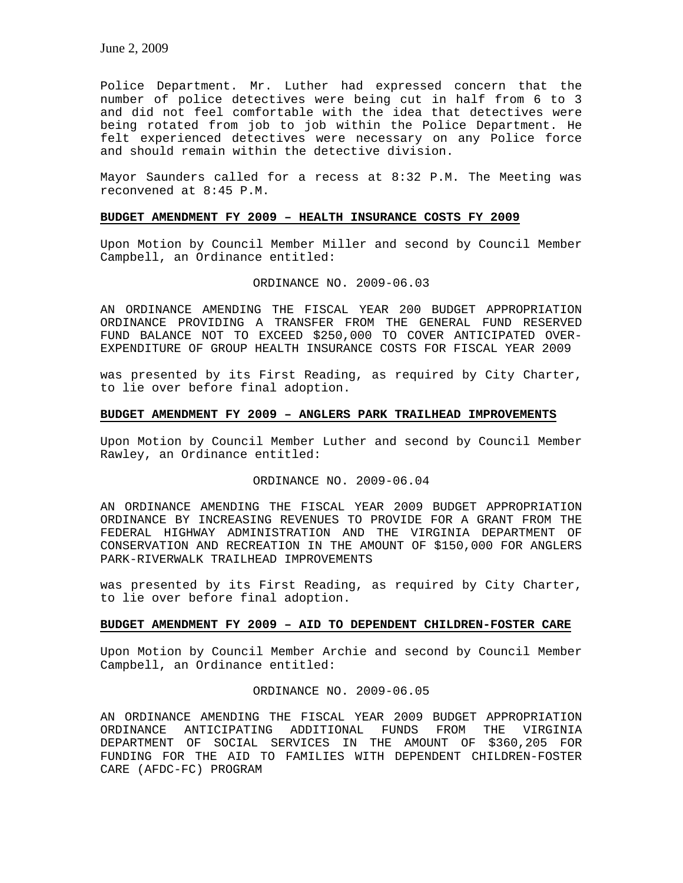Police Department. Mr. Luther had expressed concern that the number of police detectives were being cut in half from 6 to 3 and did not feel comfortable with the idea that detectives were being rotated from job to job within the Police Department. He felt experienced detectives were necessary on any Police force and should remain within the detective division.

Mayor Saunders called for a recess at 8:32 P.M. The Meeting was reconvened at 8:45 P.M.

**BUDGET AMENDMENT FY 2009 – HEALTH INSURANCE COSTS FY 2009**

Upon Motion by Council Member Miller and second by Council Member Campbell, an Ordinance entitled:

ORDINANCE NO. 2009-06.03

AN ORDINANCE AMENDING THE FISCAL YEAR 200 BUDGET APPROPRIATION ORDINANCE PROVIDING A TRANSFER FROM THE GENERAL FUND RESERVED FUND BALANCE NOT TO EXCEED $250,000 TO COVER ANTICIPATED OVER-EXPENDITURE OF GROUP HEALTH INSURANCE COSTS FOR FISCAL YEAR 2009

was presented by its First Reading, as required by City Charter, to lie over before final adoption.

**BUDGET AMENDMENT FY 2009 – ANGLERS PARK TRAILHEAD IMPROVEMENTS**

Upon Motion by Council Member Luther and second by Council Member Rawley, an Ordinance entitled:

ORDINANCE NO. 2009-06.04

AN ORDINANCE AMENDING THE FISCAL YEAR 2009 BUDGET APPROPRIATION ORDINANCE BY INCREASING REVENUES TO PROVIDE FOR A GRANT FROM THE FEDERAL HIGHWAY ADMINISTRATION AND THE VIRGINIA DEPARTMENT OF CONSERVATION AND RECREATION IN THE AMOUNT OF $150,000 FOR ANGLERS PARK-RIVERWALK TRAILHEAD IMPROVEMENTS

was presented by its First Reading, as required by City Charter, to lie over before final adoption.

**BUDGET AMENDMENT FY 2009 – AID TO DEPENDENT CHILDREN-FOSTER CARE**

Upon Motion by Council Member Archie and second by Council Member Campbell, an Ordinance entitled:

ORDINANCE NO. 2009-06.05

AN ORDINANCE AMENDING THE FISCAL YEAR 2009 BUDGET APPROPRIATION ORDINANCE ANTICIPATING ADDITIONAL FUNDS FROM THE VIRGINIA DEPARTMENT OF SOCIAL SERVICES IN THE AMOUNT OF $360,205 FOR FUNDING FOR THE AID TO FAMILIES WITH DEPENDENT CHILDREN-FOSTER CARE (AFDC-FC) PROGRAM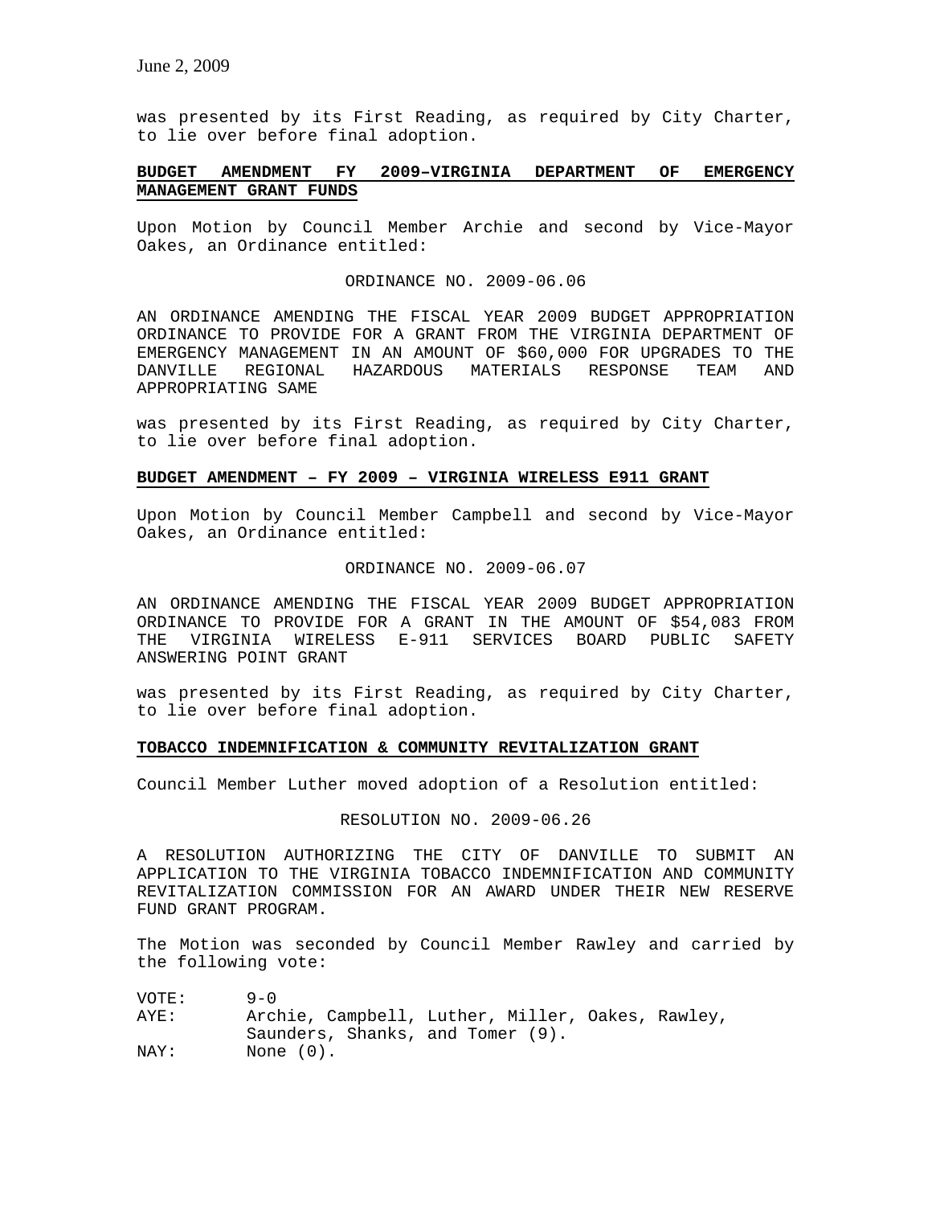was presented by its First Reading, as required by City Charter, to lie over before final adoption.

**BUDGET AMENDMENT FY 2009–VIRGINIA DEPARTMENT OF EMERGENCY MANAGEMENT GRANT FUNDS**

Upon Motion by Council Member Archie and second by Vice-Mayor Oakes, an Ordinance entitled:

ORDINANCE NO. 2009-06.06

AN ORDINANCE AMENDING THE FISCAL YEAR 2009 BUDGET APPROPRIATION ORDINANCE TO PROVIDE FOR A GRANT FROM THE VIRGINIA DEPARTMENT OF EMERGENCY MANAGEMENT IN AN AMOUNT OF $60,000 FOR UPGRADES TO THE DANVILLE REGIONAL HAZARDOUS MATERIALS RESPONSE TEAM AND APPROPRIATING SAME

was presented by its First Reading, as required by City Charter, to lie over before final adoption.

**BUDGET AMENDMENT – FY 2009 – VIRGINIA WIRELESS E911 GRANT**

Upon Motion by Council Member Campbell and second by Vice-Mayor Oakes, an Ordinance entitled:

ORDINANCE NO. 2009-06.07

AN ORDINANCE AMENDING THE FISCAL YEAR 2009 BUDGET APPROPRIATION ORDINANCE TO PROVIDE FOR A GRANT IN THE AMOUNT OF $54,083 FROM THE VIRGINIA WIRELESS E-911 SERVICES BOARD PUBLIC SAFETY ANSWERING POINT GRANT

was presented by its First Reading, as required by City Charter, to lie over before final adoption.

**TOBACCO INDEMNIFICATION & COMMUNITY REVITALIZATION GRANT**

Council Member Luther moved adoption of a Resolution entitled:

RESOLUTION NO. 2009-06.26

A RESOLUTION AUTHORIZING THE CITY OF DANVILLE TO SUBMIT AN APPLICATION TO THE VIRGINIA TOBACCO INDEMNIFICATION AND COMMUNITY REVITALIZATION COMMISSION FOR AN AWARD UNDER THEIR NEW RESERVE FUND GRANT PROGRAM.

The Motion was seconded by Council Member Rawley and carried by the following vote:

VOTE: 9-0
AYE: Archie, Campbell, Luther, Miller, Oakes, Rawley, Saunders, Shanks, and Tomer (9).
NAY: None (0).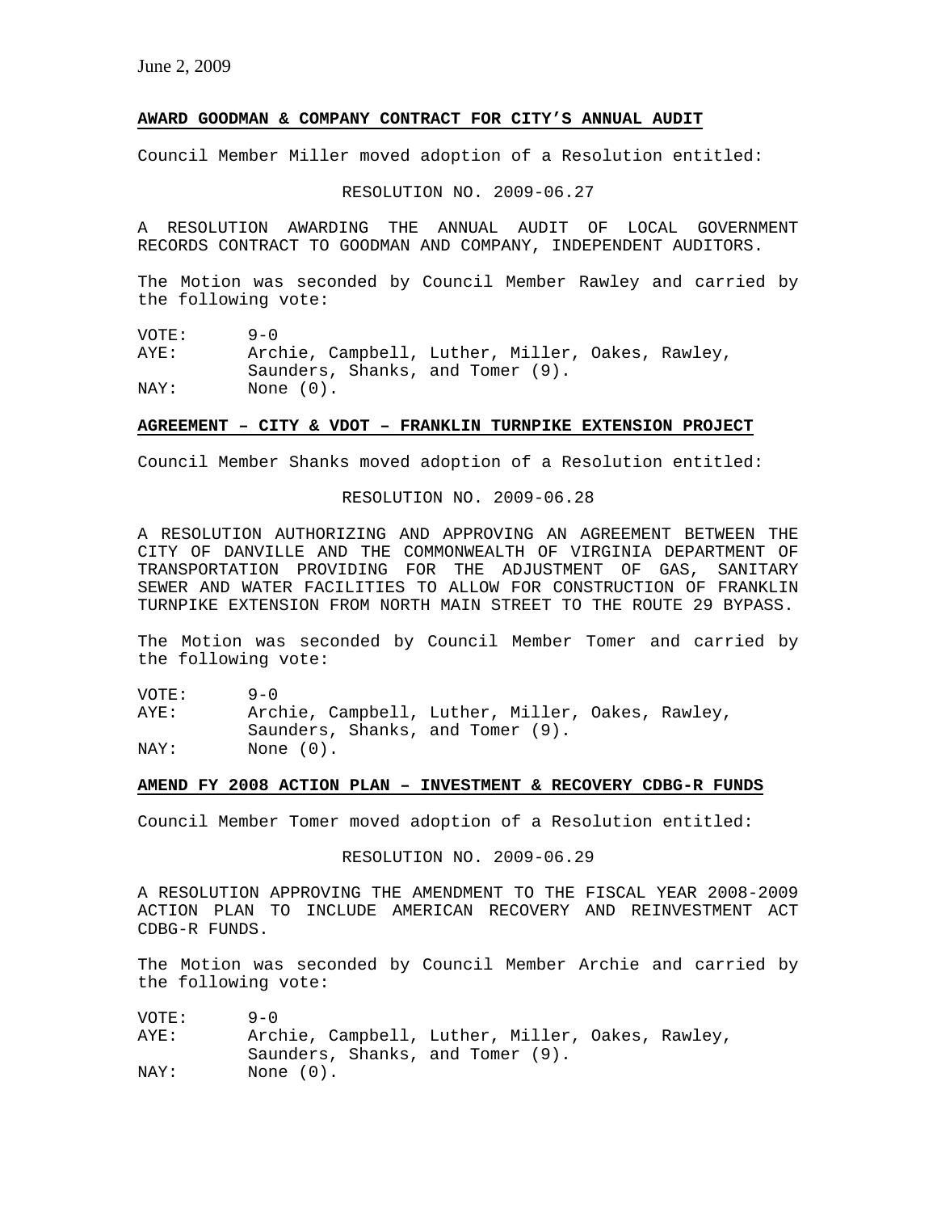**AWARD GOODMAN & COMPANY CONTRACT FOR CITY'S ANNUAL AUDIT**

Council Member Miller moved adoption of a Resolution entitled:

RESOLUTION NO. 2009-06.27

A RESOLUTION AWARDING THE ANNUAL AUDIT OF LOCAL GOVERNMENT RECORDS CONTRACT TO GOODMAN AND COMPANY, INDEPENDENT AUDITORS.

The Motion was seconded by Council Member Rawley and carried by the following vote:

VOTE: 9-0
AYE: Archie, Campbell, Luther, Miller, Oakes, Rawley, Saunders, Shanks, and Tomer (9).
NAY: None (0).

**AGREEMENT – CITY & VDOT – FRANKLIN TURNPIKE EXTENSION PROJECT**

Council Member Shanks moved adoption of a Resolution entitled:

RESOLUTION NO. 2009-06.28

A RESOLUTION AUTHORIZING AND APPROVING AN AGREEMENT BETWEEN THE CITY OF DANVILLE AND THE COMMONWEALTH OF VIRGINIA DEPARTMENT OF TRANSPORTATION PROVIDING FOR THE ADJUSTMENT OF GAS, SANITARY SEWER AND WATER FACILITIES TO ALLOW FOR CONSTRUCTION OF FRANKLIN TURNPIKE EXTENSION FROM NORTH MAIN STREET TO THE ROUTE 29 BYPASS.

The Motion was seconded by Council Member Tomer and carried by the following vote:

VOTE: 9-0
AYE: Archie, Campbell, Luther, Miller, Oakes, Rawley, Saunders, Shanks, and Tomer (9).
NAY: None (0).

**AMEND FY 2008 ACTION PLAN – INVESTMENT & RECOVERY CDBG-R FUNDS**

Council Member Tomer moved adoption of a Resolution entitled:

RESOLUTION NO. 2009-06.29

A RESOLUTION APPROVING THE AMENDMENT TO THE FISCAL YEAR 2008-2009 ACTION PLAN TO INCLUDE AMERICAN RECOVERY AND REINVESTMENT ACT CDBG-R FUNDS.

The Motion was seconded by Council Member Archie and carried by the following vote:

VOTE: 9-0
AYE: Archie, Campbell, Luther, Miller, Oakes, Rawley, Saunders, Shanks, and Tomer (9).
NAY: None (0).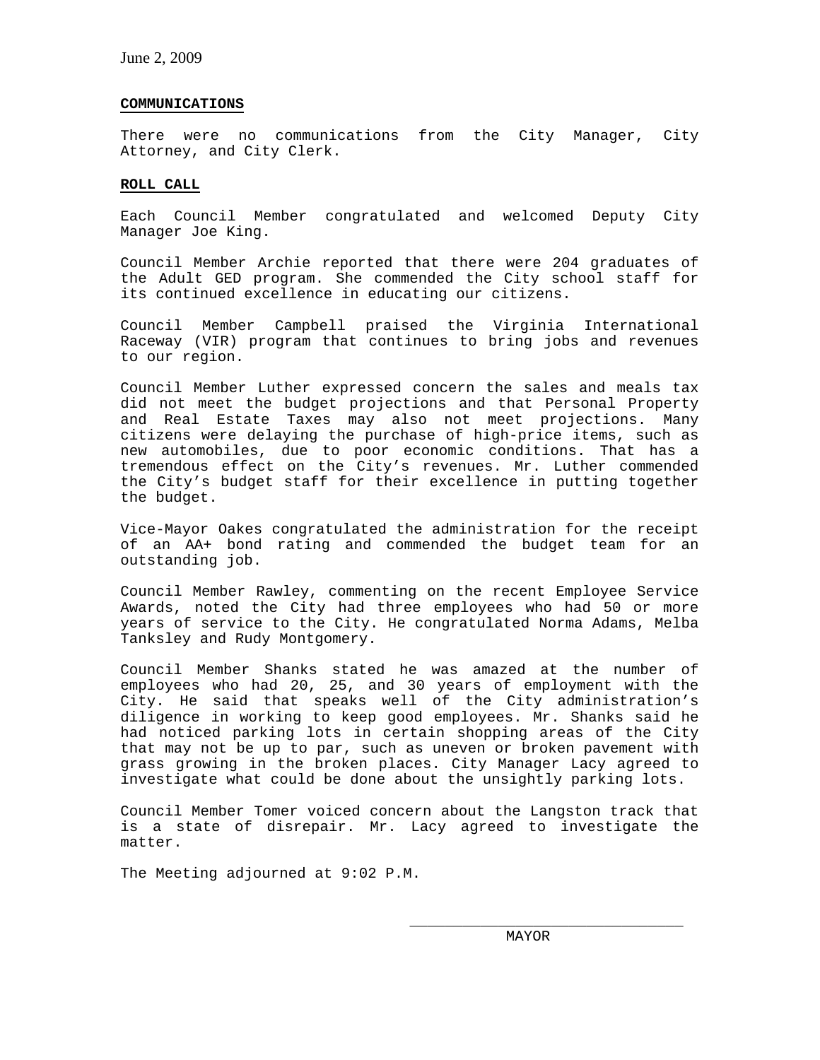June 2, 2009

**COMMUNICATIONS**

There were no communications from the City Manager, City Attorney, and City Clerk.

**ROLL CALL**

Each Council Member congratulated and welcomed Deputy City Manager Joe King.

Council Member Archie reported that there were 204 graduates of the Adult GED program. She commended the City school staff for its continued excellence in educating our citizens.

Council Member Campbell praised the Virginia International Raceway (VIR) program that continues to bring jobs and revenues to our region.

Council Member Luther expressed concern the sales and meals tax did not meet the budget projections and that Personal Property and Real Estate Taxes may also not meet projections. Many citizens were delaying the purchase of high-price items, such as new automobiles, due to poor economic conditions. That has a tremendous effect on the City's revenues. Mr. Luther commended the City's budget staff for their excellence in putting together the budget.

Vice-Mayor Oakes congratulated the administration for the receipt of an AA+ bond rating and commended the budget team for an outstanding job.

Council Member Rawley, commenting on the recent Employee Service Awards, noted the City had three employees who had 50 or more years of service to the City. He congratulated Norma Adams, Melba Tanksley and Rudy Montgomery.

Council Member Shanks stated he was amazed at the number of employees who had 20, 25, and 30 years of employment with the City. He said that speaks well of the City administration's diligence in working to keep good employees. Mr. Shanks said he had noticed parking lots in certain shopping areas of the City that may not be up to par, such as uneven or broken pavement with grass growing in the broken places. City Manager Lacy agreed to investigate what could be done about the unsightly parking lots.

Council Member Tomer voiced concern about the Langston track that is a state of disrepair. Mr. Lacy agreed to investigate the matter.

The Meeting adjourned at 9:02 P.M.

\_\_\_\_\_\_\_\_\_\_\_\_\_\_\_\_\_\_\_\_\_\_\_\_\_\_\_\_\_\_\_\_

MAYOR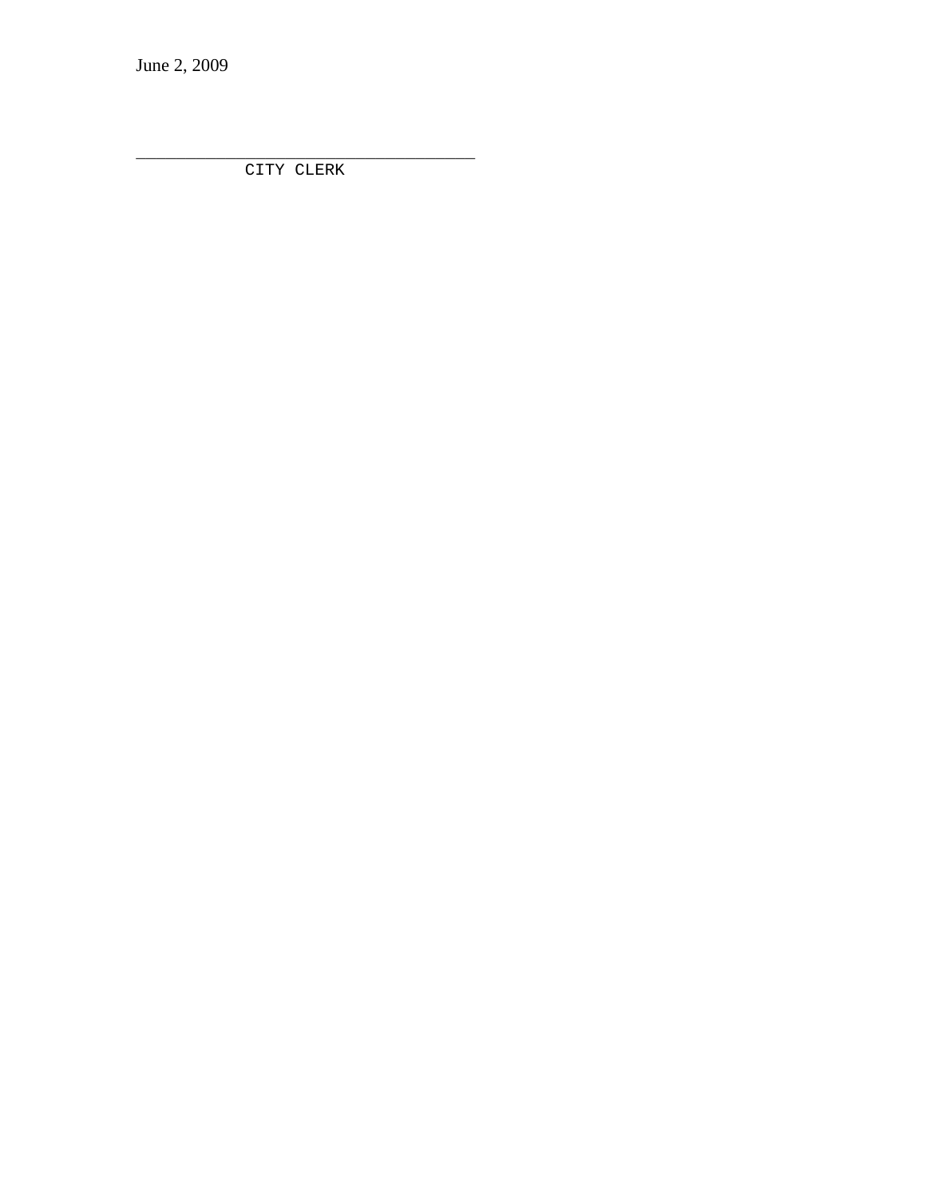June 2, 2009

\_\_\_\_\_\_\_\_\_\_\_\_\_\_\_\_\_\_\_\_\_\_\_\_\_\_\_\_\_\_\_\_\_\_\_\_\_\_\_\_

CITY CLERK